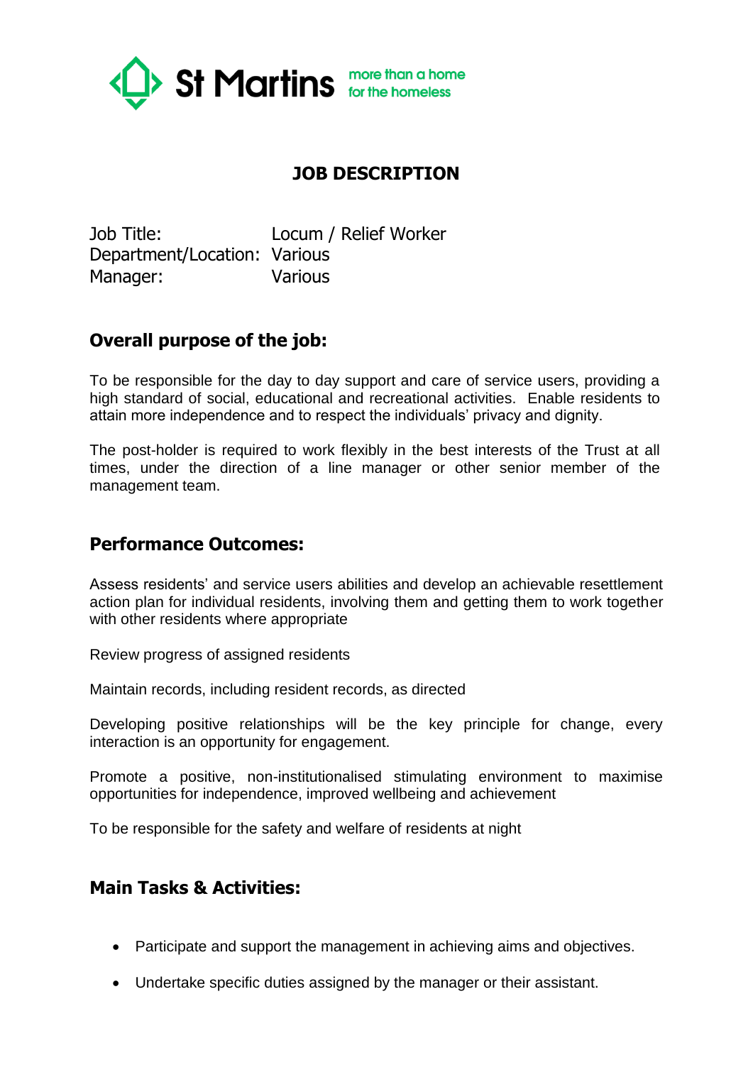St Martins more than a home for the homeless

# JOB DESCRIPTION

Job Title: Locum / Relief Worker
Department/Location: Various
Manager: Various

## Overall purpose of the job:

To be responsible for the day to day support and care of service users, providing a high standard of social, educational and recreational activities. Enable residents to attain more independence and to respect the individuals' privacy and dignity.

The post-holder is required to work flexibly in the best interests of the Trust at all times, under the direction of a line manager or other senior member of the management team.

## Performance Outcomes:

Assess residents' and service users abilities and develop an achievable resettlement action plan for individual residents, involving them and getting them to work together with other residents where appropriate

Review progress of assigned residents

Maintain records, including resident records, as directed

Developing positive relationships will be the key principle for change, every interaction is an opportunity for engagement.

Promote a positive, non-institutionalised stimulating environment to maximise opportunities for independence, improved wellbeing and achievement

To be responsible for the safety and welfare of residents at night

## Main Tasks & Activities:

- Participate and support the management in achieving aims and objectives.
- Undertake specific duties assigned by the manager or their assistant.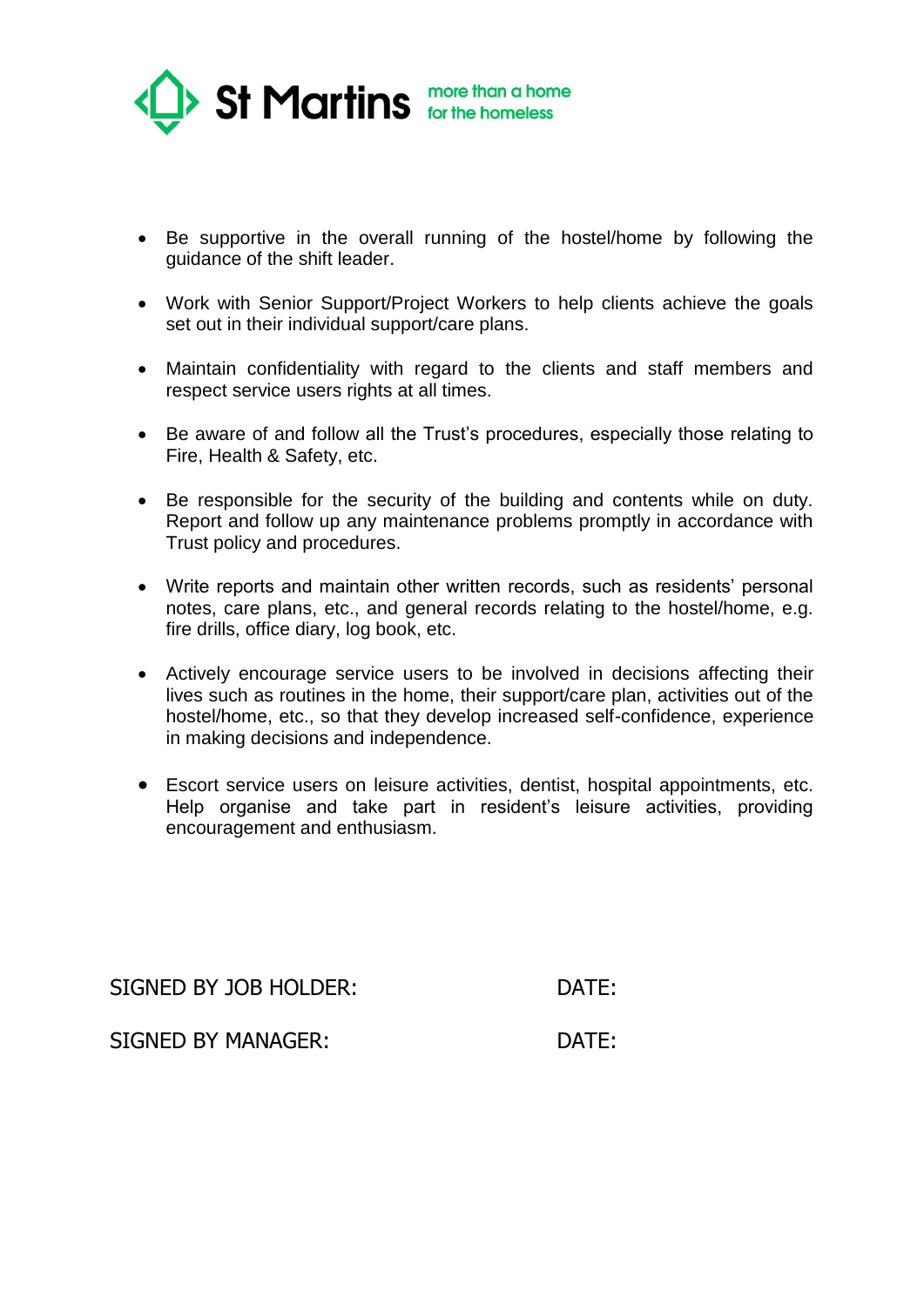- Be supportive in the overall running of the hostel/home by following the guidance of the shift leader.

- Work with Senior Support/Project Workers to help clients achieve the goals set out in their individual support/care plans.

- Maintain confidentiality with regard to the clients and staff members and respect service users rights at all times.

- Be aware of and follow all the Trust's procedures, especially those relating to Fire, Health & Safety, etc.

- Be responsible for the security of the building and contents while on duty. Report and follow up any maintenance problems promptly in accordance with Trust policy and procedures.

- Write reports and maintain other written records, such as residents' personal notes, care plans, etc., and general records relating to the hostel/home, e.g. fire drills, office diary, log book, etc.

- Actively encourage service users to be involved in decisions affecting their lives such as routines in the home, their support/care plan, activities out of the hostel/home, etc., so that they develop increased self-confidence, experience in making decisions and independence.

- Escort service users on leisure activities, dentist, hospital appointments, etc. Help organise and take part in resident's leisure activities, providing encouragement and enthusiasm.

SIGNED BY JOB HOLDER: DATE:

SIGNED BY MANAGER: DATE: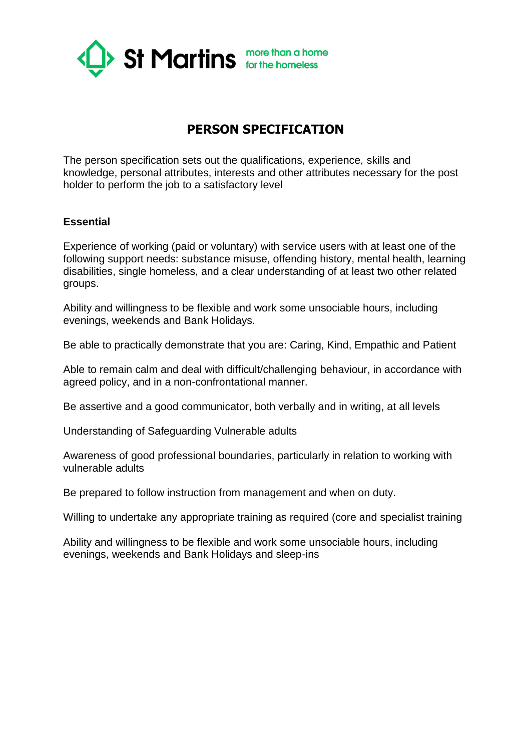St Martins more than a home for the homeless

# PERSON SPECIFICATION

The person specification sets out the qualifications, experience, skills and knowledge, personal attributes, interests and other attributes necessary for the post holder to perform the job to a satisfactory level

**Essential**

Experience of working (paid or voluntary) with service users with at least one of the following support needs: substance misuse, offending history, mental health, learning disabilities, single homeless, and a clear understanding of at least two other related groups.

Ability and willingness to be flexible and work some unsociable hours, including evenings, weekends and Bank Holidays.

Be able to practically demonstrate that you are: Caring, Kind, Empathic and Patient

Able to remain calm and deal with difficult/challenging behaviour, in accordance with agreed policy, and in a non-confrontational manner.

Be assertive and a good communicator, both verbally and in writing, at all levels

Understanding of Safeguarding Vulnerable adults

Awareness of good professional boundaries, particularly in relation to working with vulnerable adults

Be prepared to follow instruction from management and when on duty.

Willing to undertake any appropriate training as required (core and specialist training

Ability and willingness to be flexible and work some unsociable hours, including evenings, weekends and Bank Holidays and sleep-ins